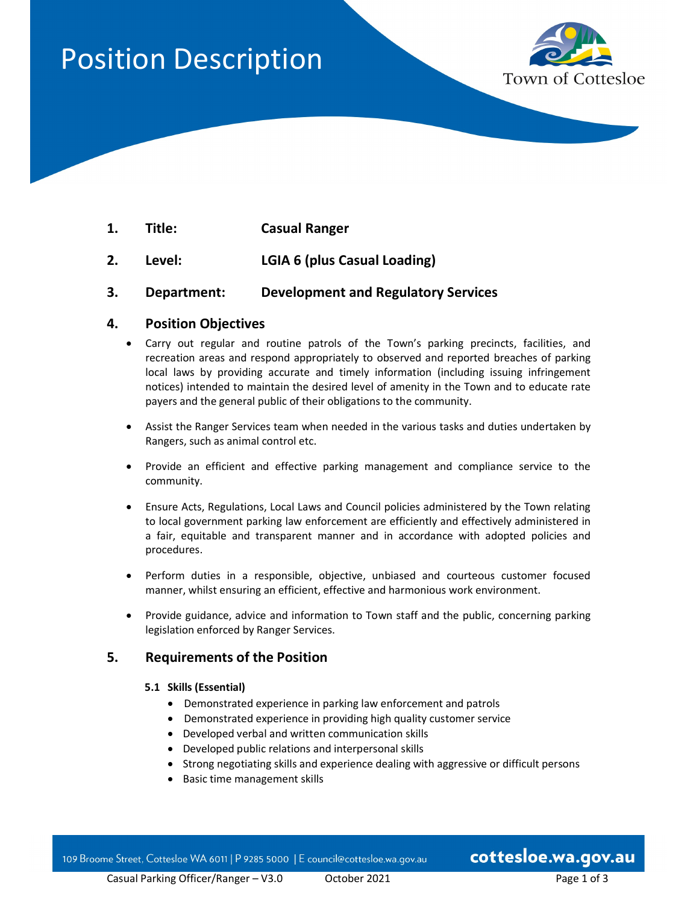# Position Description

Town of Cottesloe

1. **Title:** **Casual Ranger**

2. **Level:** **LGIA 6 (plus Casual Loading)**

3. **Department:** **Development and Regulatory Services**

## 4. Position Objectives

- Carry out regular and routine patrols of the Town's parking precincts, facilities, and recreation areas and respond appropriately to observed and reported breaches of parking local laws by providing accurate and timely information (including issuing infringement notices) intended to maintain the desired level of amenity in the Town and to educate rate payers and the general public of their obligations to the community.

- Assist the Ranger Services team when needed in the various tasks and duties undertaken by Rangers, such as animal control etc.

- Provide an efficient and effective parking management and compliance service to the community.

- Ensure Acts, Regulations, Local Laws and Council policies administered by the Town relating to local government parking law enforcement are efficiently and effectively administered in a fair, equitable and transparent manner and in accordance with adopted policies and procedures.

- Perform duties in a responsible, objective, unbiased and courteous customer focused manner, whilst ensuring an efficient, effective and harmonious work environment.

- Provide guidance, advice and information to Town staff and the public, concerning parking legislation enforced by Ranger Services.

## 5. Requirements of the Position

### 5.1 Skills (Essential)

- Demonstrated experience in parking law enforcement and patrols
- Demonstrated experience in providing high quality customer service
- Developed verbal and written communication skills
- Developed public relations and interpersonal skills
- Strong negotiating skills and experience dealing with aggressive or difficult persons
- Basic time management skills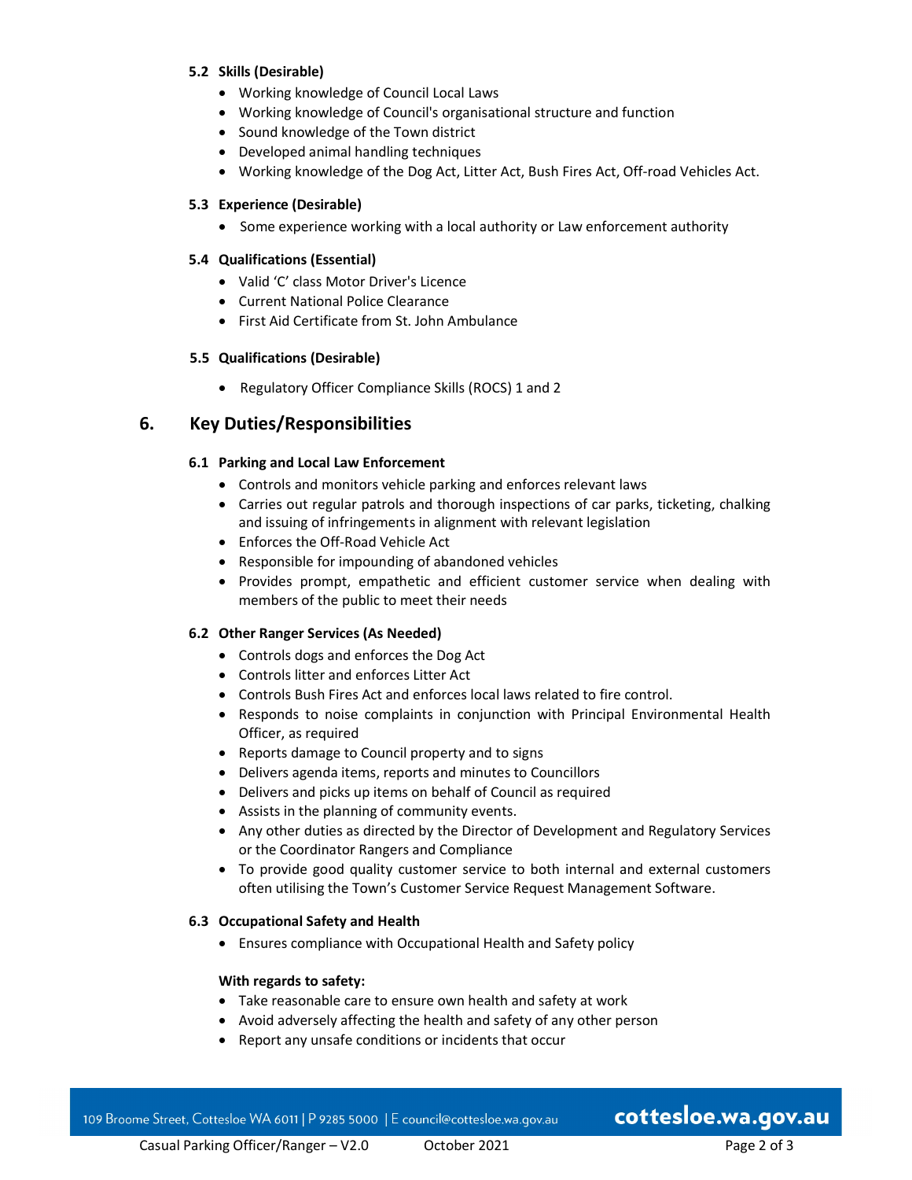#### 5.2 Skills (Desirable)

- Working knowledge of Council Local Laws
- Working knowledge of Council's organisational structure and function
- Sound knowledge of the Town district
- Developed animal handling techniques
- Working knowledge of the Dog Act, Litter Act, Bush Fires Act, Off-road Vehicles Act.

#### 5.3 Experience (Desirable)

- Some experience working with a local authority or Law enforcement authority

#### 5.4 Qualifications (Essential)

- Valid 'C' class Motor Driver's Licence
- Current National Police Clearance
- First Aid Certificate from St. John Ambulance

#### 5.5 Qualifications (Desirable)

- Regulatory Officer Compliance Skills (ROCS) 1 and 2

## 6. Key Duties/Responsibilities

#### 6.1 Parking and Local Law Enforcement

- Controls and monitors vehicle parking and enforces relevant laws
- Carries out regular patrols and thorough inspections of car parks, ticketing, chalking and issuing of infringements in alignment with relevant legislation
- Enforces the Off-Road Vehicle Act
- Responsible for impounding of abandoned vehicles
- Provides prompt, empathetic and efficient customer service when dealing with members of the public to meet their needs

#### 6.2 Other Ranger Services (As Needed)

- Controls dogs and enforces the Dog Act
- Controls litter and enforces Litter Act
- Controls Bush Fires Act and enforces local laws related to fire control.
- Responds to noise complaints in conjunction with Principal Environmental Health Officer, as required
- Reports damage to Council property and to signs
- Delivers agenda items, reports and minutes to Councillors
- Delivers and picks up items on behalf of Council as required
- Assists in the planning of community events.
- Any other duties as directed by the Director of Development and Regulatory Services or the Coordinator Rangers and Compliance
- To provide good quality customer service to both internal and external customers often utilising the Town's Customer Service Request Management Software.

#### 6.3 Occupational Safety and Health

- Ensures compliance with Occupational Health and Safety policy

**With regards to safety:**

- Take reasonable care to ensure own health and safety at work
- Avoid adversely affecting the health and safety of any other person
- Report any unsafe conditions or incidents that occur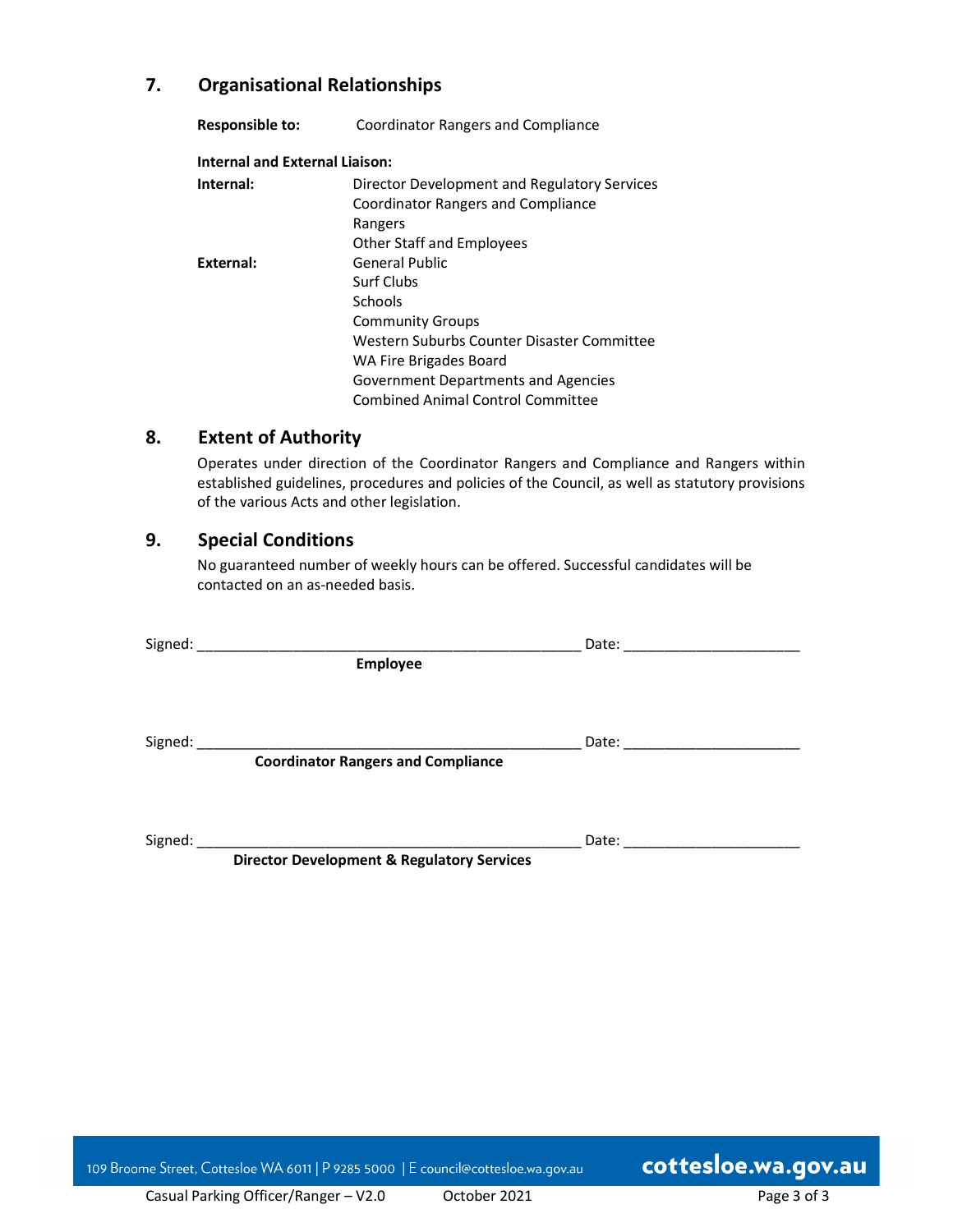## 7. Organisational Relationships

**Responsible to:** Coordinator Rangers and Compliance

**Internal and External Liaison:**

**Internal:**
- Director Development and Regulatory Services
- Coordinator Rangers and Compliance
- Rangers
- Other Staff and Employees

**External:**
- General Public
- Surf Clubs
- Schools
- Community Groups
- Western Suburbs Counter Disaster Committee
- WA Fire Brigades Board
- Government Departments and Agencies
- Combined Animal Control Committee

## 8. Extent of Authority

Operates under direction of the Coordinator Rangers and Compliance and Rangers within established guidelines, procedures and policies of the Council, as well as statutory provisions of the various Acts and other legislation.

## 9. Special Conditions

No guaranteed number of weekly hours can be offered. Successful candidates will be contacted on an as-needed basis.

Signed: ________________________________________________ Date: ______________________

**Employee**

Signed: ________________________________________________ Date: ______________________

**Coordinator Rangers and Compliance**

Signed: ________________________________________________ Date: ______________________

**Director Development & Regulatory Services**

109 Broome Street, Cottesloe WA 6011 | P 9285 5000 | E council@cottesloe.wa.gov.au

cottesloe.wa.gov.au